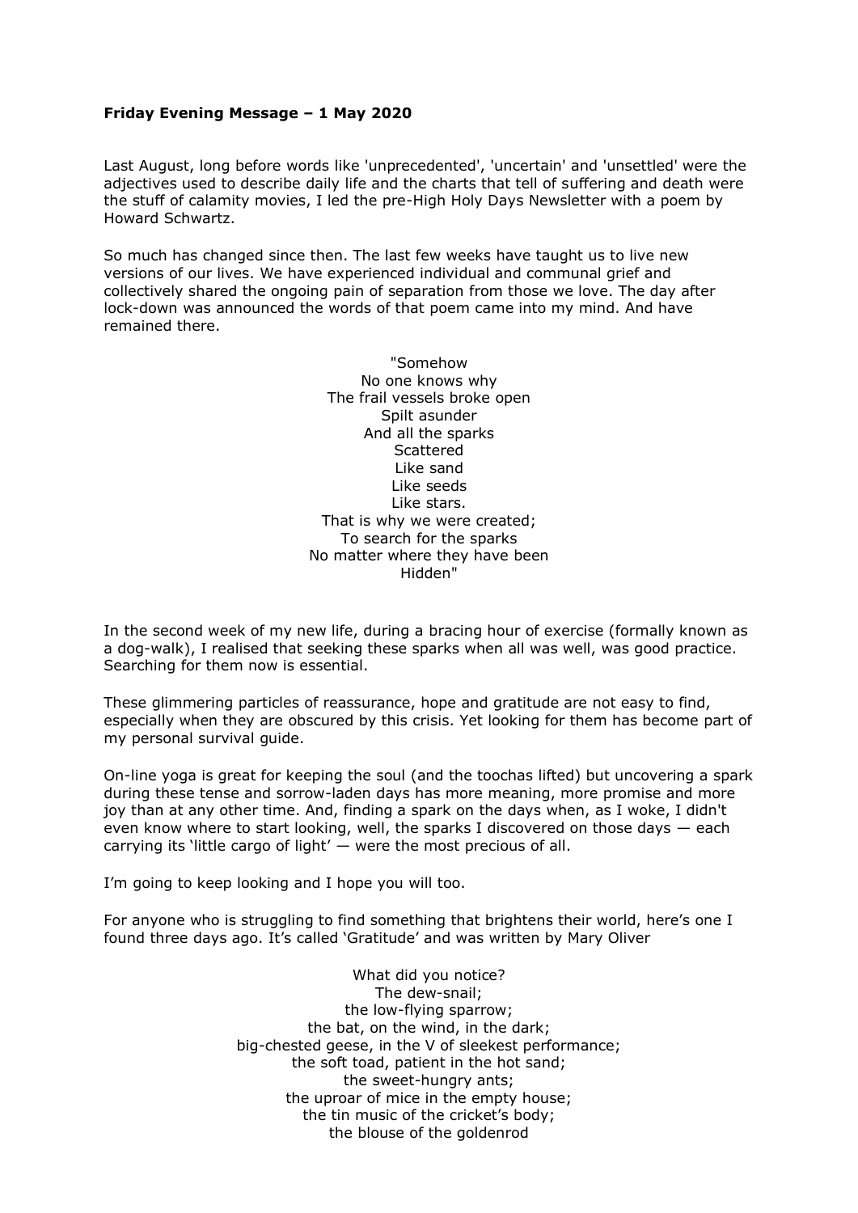**Friday Evening Message – 1 May 2020**

Last August, long before words like 'unprecedented', 'uncertain' and 'unsettled' were the adjectives used to describe daily life and the charts that tell of suffering and death were the stuff of calamity movies, I led the pre-High Holy Days Newsletter with a poem by Howard Schwartz.

So much has changed since then. The last few weeks have taught us to live new versions of our lives. We have experienced individual and communal grief and collectively shared the ongoing pain of separation from those we love. The day after lock-down was announced the words of that poem came into my mind. And have remained there.

"Somehow  
No one knows why  
The frail vessels broke open  
Spilt asunder  
And all the sparks  
Scattered  
Like sand  
Like seeds  
Like stars.  
That is why we were created;  
To search for the sparks  
No matter where they have been  
Hidden"

In the second week of my new life, during a bracing hour of exercise (formally known as a dog-walk), I realised that seeking these sparks when all was well, was good practice. Searching for them now is essential.

These glimmering particles of reassurance, hope and gratitude are not easy to find, especially when they are obscured by this crisis. Yet looking for them has become part of my personal survival guide.

On-line yoga is great for keeping the soul (and the toochas lifted) but uncovering a spark during these tense and sorrow-laden days has more meaning, more promise and more joy than at any other time. And, finding a spark on the days when, as I woke, I didn't even know where to start looking, well, the sparks I discovered on those days — each carrying its 'little cargo of light' — were the most precious of all.

I'm going to keep looking and I hope you will too.

For anyone who is struggling to find something that brightens their world, here's one I found three days ago. It's called 'Gratitude' and was written by Mary Oliver

What did you notice?  
The dew-snail;  
the low-flying sparrow;  
the bat, on the wind, in the dark;  
big-chested geese, in the V of sleekest performance;  
the soft toad, patient in the hot sand;  
the sweet-hungry ants;  
the uproar of mice in the empty house;  
the tin music of the cricket's body;  
the blouse of the goldenrod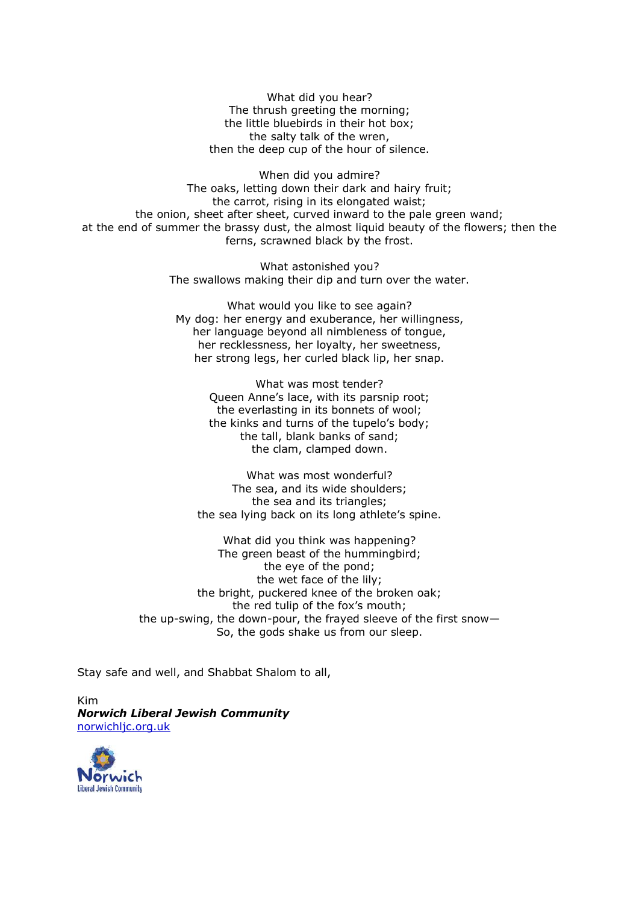What did you hear?  
The thrush greeting the morning;  
the little bluebirds in their hot box;  
the salty talk of the wren,  
then the deep cup of the hour of silence.

When did you admire?  
The oaks, letting down their dark and hairy fruit;  
the carrot, rising in its elongated waist;  
the onion, sheet after sheet, curved inward to the pale green wand;  
at the end of summer the brassy dust, the almost liquid beauty of the flowers; then the ferns, scrawned black by the frost.

What astonished you?  
The swallows making their dip and turn over the water.

What would you like to see again?  
My dog: her energy and exuberance, her willingness,  
her language beyond all nimbleness of tongue,  
her recklessness, her loyalty, her sweetness,  
her strong legs, her curled black lip, her snap.

What was most tender?  
Queen Anne's lace, with its parsnip root;  
the everlasting in its bonnets of wool;  
the kinks and turns of the tupelo's body;  
the tall, blank banks of sand;  
the clam, clamped down.

What was most wonderful?  
The sea, and its wide shoulders;  
the sea and its triangles;  
the sea lying back on its long athlete's spine.

What did you think was happening?  
The green beast of the hummingbird;  
the eye of the pond;  
the wet face of the lily;  
the bright, puckered knee of the broken oak;  
the red tulip of the fox's mouth;  
the up-swing, the down-pour, the frayed sleeve of the first snow—  
So, the gods shake us from our sleep.

Stay safe and well, and Shabbat Shalom to all,

Kim  
***Norwich Liberal Jewish Community***  
[norwichljc.org.uk](http://norwichljc.org.uk)

Norwich  
Liberal Jewish Community